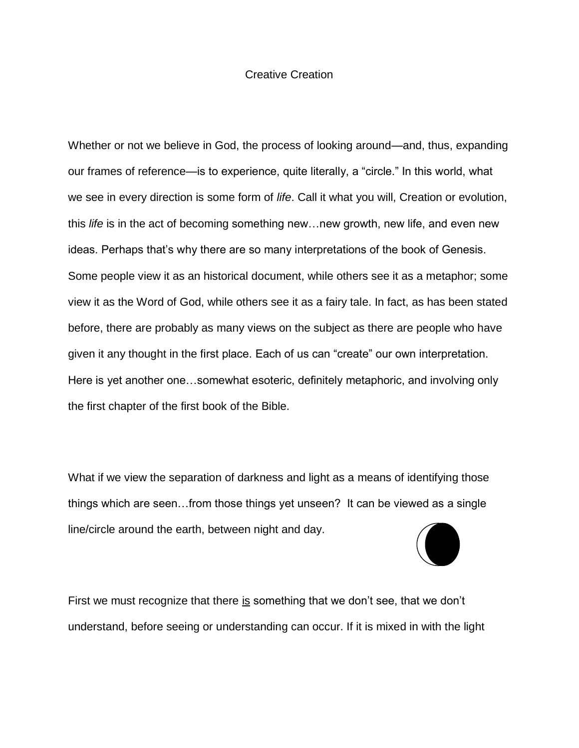# Creative Creation

Whether or not we believe in God, the process of looking around—and, thus, expanding our frames of reference—is to experience, quite literally, a "circle." In this world, what we see in every direction is some form of *life*. Call it what you will, Creation or evolution, this *life* is in the act of becoming something new…new growth, new life, and even new ideas. Perhaps that's why there are so many interpretations of the book of Genesis. Some people view it as an historical document, while others see it as a metaphor; some view it as the Word of God, while others see it as a fairy tale. In fact, as has been stated before, there are probably as many views on the subject as there are people who have given it any thought in the first place. Each of us can "create" our own interpretation. Here is yet another one…somewhat esoteric, definitely metaphoric, and involving only the first chapter of the first book of the Bible.

What if we view the separation of darkness and light as a means of identifying those things which are seen…from those things yet unseen? It can be viewed as a single line/circle around the earth, between night and day.

First we must recognize that there <u>is</u> something that we don't see, that we don't understand, before seeing or understanding can occur. If it is mixed in with the light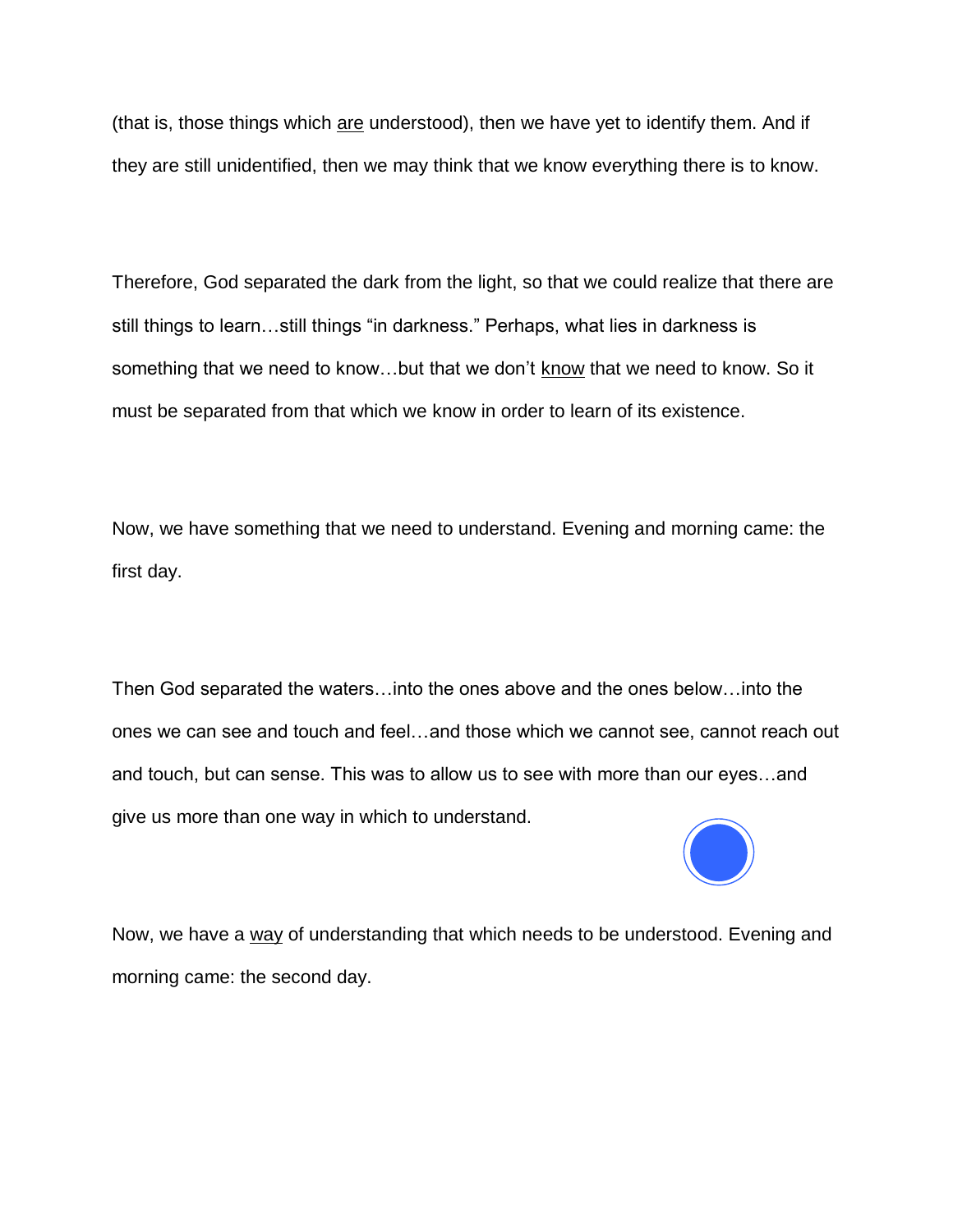(that is, those things which <u>are</u> understood), then we have yet to identify them. And if they are still unidentified, then we may think that we know everything there is to know.

Therefore, God separated the dark from the light, so that we could realize that there are still things to learn…still things "in darkness." Perhaps, what lies in darkness is something that we need to know…but that we don't <u>know</u> that we need to know. So it must be separated from that which we know in order to learn of its existence.

Now, we have something that we need to understand. Evening and morning came: the first day.

Then God separated the waters…into the ones above and the ones below…into the ones we can see and touch and feel…and those which we cannot see, cannot reach out and touch, but can sense. This was to allow us to see with more than our eyes…and give us more than one way in which to understand.

Now, we have a <u>way</u> of understanding that which needs to be understood. Evening and morning came: the second day.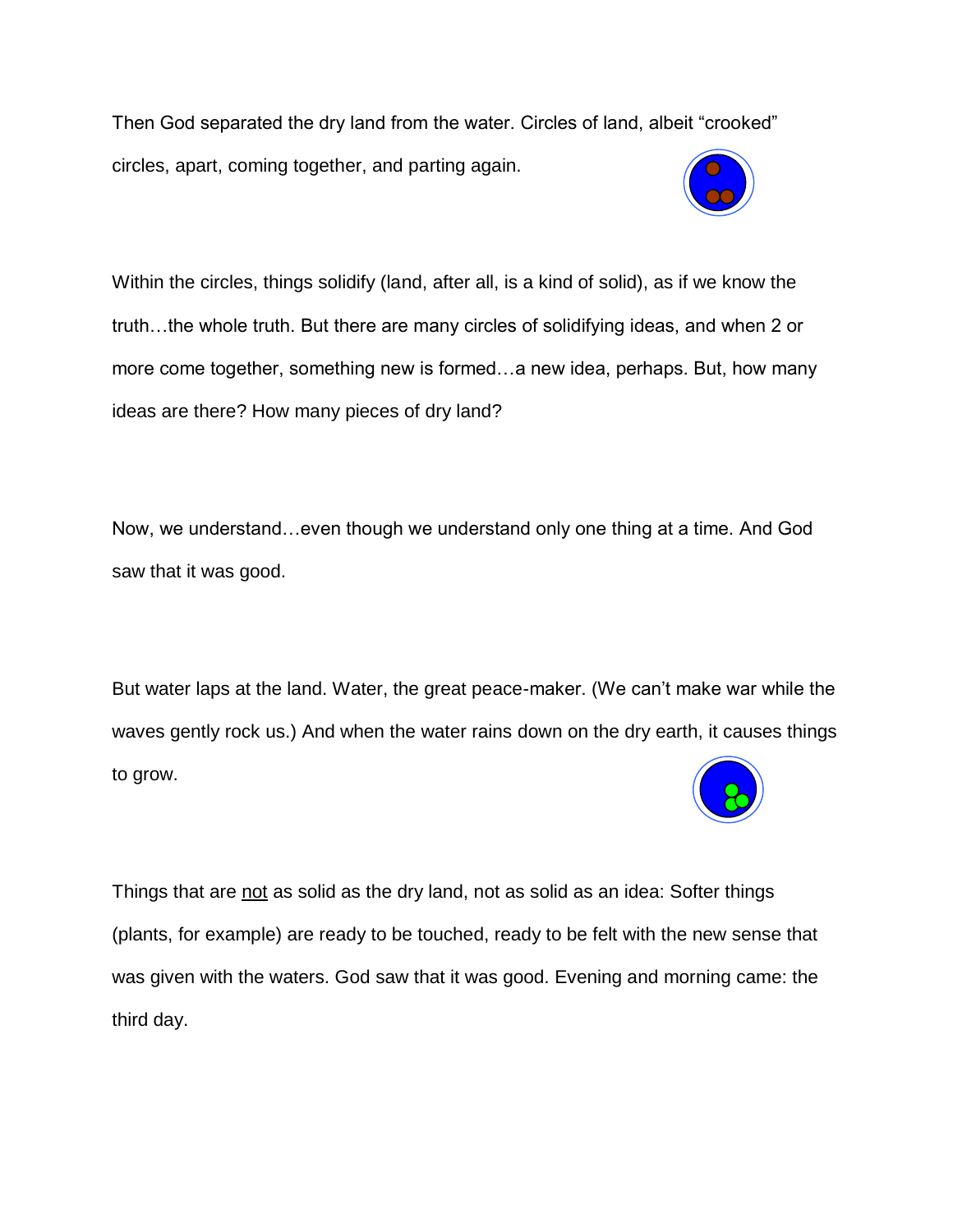Then God separated the dry land from the water. Circles of land, albeit "crooked" circles, apart, coming together, and parting again.

Within the circles, things solidify (land, after all, is a kind of solid), as if we know the truth…the whole truth. But there are many circles of solidifying ideas, and when 2 or more come together, something new is formed…a new idea, perhaps. But, how many ideas are there? How many pieces of dry land?

Now, we understand…even though we understand only one thing at a time. And God saw that it was good.

But water laps at the land. Water, the great peace-maker. (We can't make war while the waves gently rock us.) And when the water rains down on the dry earth, it causes things to grow.

Things that are <u>not</u> as solid as the dry land, not as solid as an idea: Softer things (plants, for example) are ready to be touched, ready to be felt with the new sense that was given with the waters. God saw that it was good. Evening and morning came: the third day.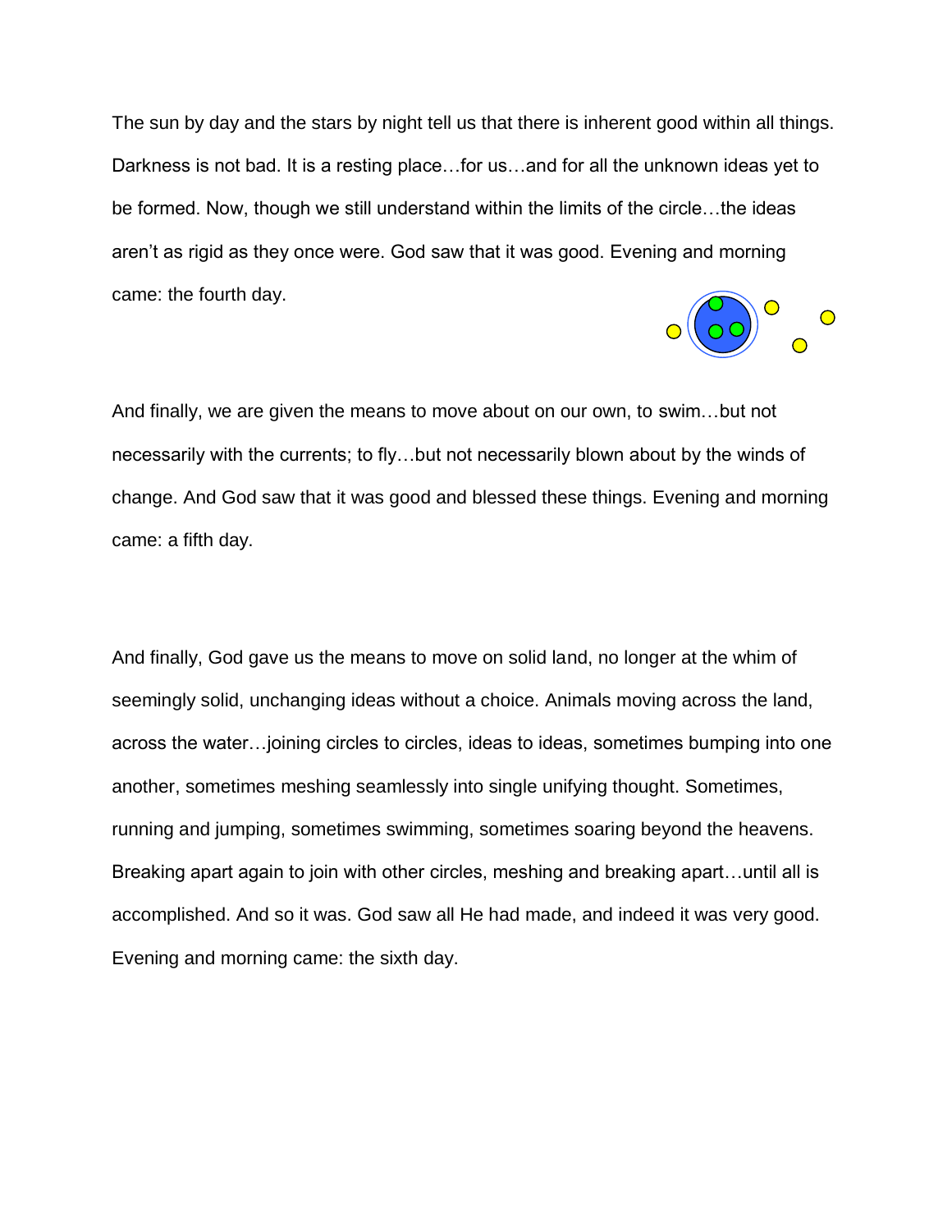The sun by day and the stars by night tell us that there is inherent good within all things. Darkness is not bad. It is a resting place…for us…and for all the unknown ideas yet to be formed. Now, though we still understand within the limits of the circle…the ideas aren't as rigid as they once were. God saw that it was good. Evening and morning came: the fourth day.

And finally, we are given the means to move about on our own, to swim…but not necessarily with the currents; to fly…but not necessarily blown about by the winds of change. And God saw that it was good and blessed these things. Evening and morning came: a fifth day.

And finally, God gave us the means to move on solid land, no longer at the whim of seemingly solid, unchanging ideas without a choice. Animals moving across the land, across the water…joining circles to circles, ideas to ideas, sometimes bumping into one another, sometimes meshing seamlessly into single unifying thought. Sometimes, running and jumping, sometimes swimming, sometimes soaring beyond the heavens. Breaking apart again to join with other circles, meshing and breaking apart…until all is accomplished. And so it was. God saw all He had made, and indeed it was very good. Evening and morning came: the sixth day.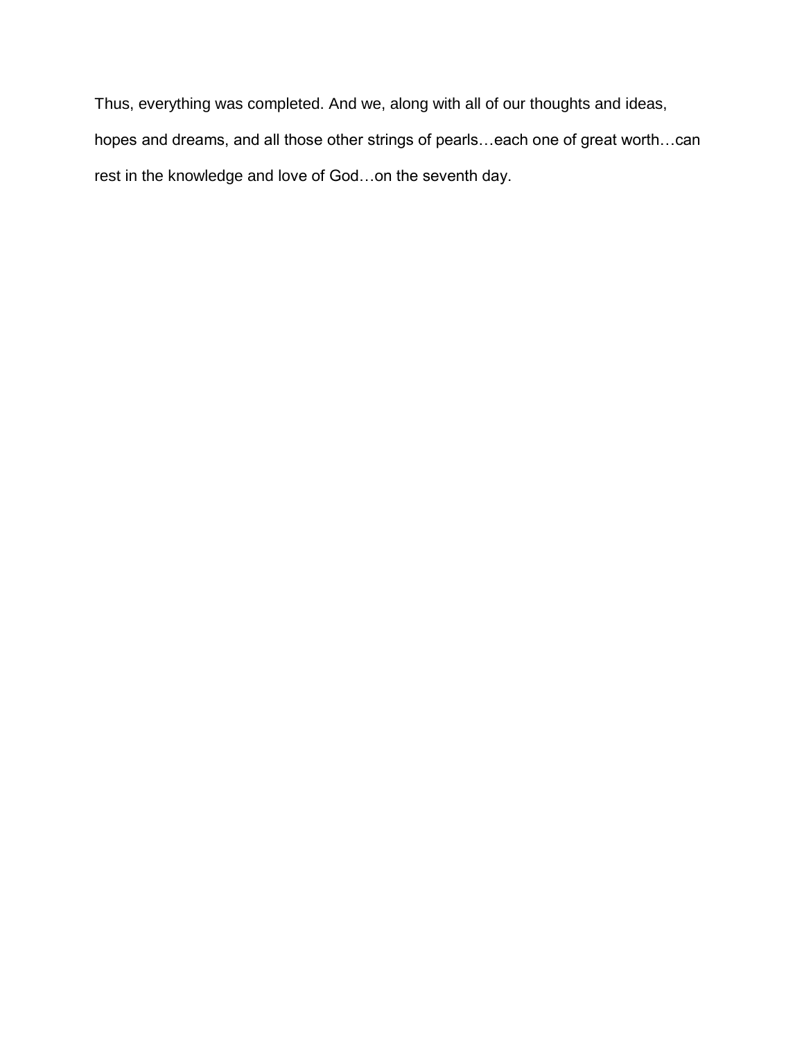Thus, everything was completed. And we, along with all of our thoughts and ideas, hopes and dreams, and all those other strings of pearls…each one of great worth…can rest in the knowledge and love of God…on the seventh day.